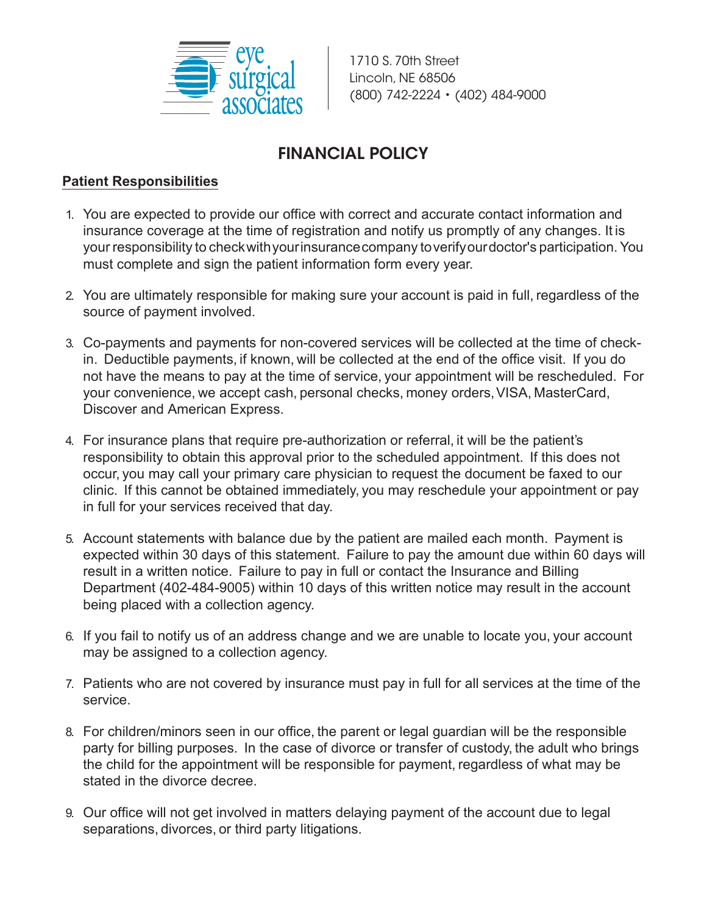eye surgical associates

1710 S. 70th Street
Lincoln, NE 68506
(800) 742-2224 • (402) 484-9000

# FINANCIAL POLICY

**Patient Responsibilities**

1. You are expected to provide our office with correct and accurate contact information and insurance coverage at the time of registration and notify us promptly of any changes. It is your responsibility to check with your insurance company to verify our doctor's participation. You must complete and sign the patient information form every year.

2. You are ultimately responsible for making sure your account is paid in full, regardless of the source of payment involved.

3. Co-payments and payments for non-covered services will be collected at the time of check-in. Deductible payments, if known, will be collected at the end of the office visit. If you do not have the means to pay at the time of service, your appointment will be rescheduled. For your convenience, we accept cash, personal checks, money orders, VISA, MasterCard, Discover and American Express.

4. For insurance plans that require pre-authorization or referral, it will be the patient's responsibility to obtain this approval prior to the scheduled appointment. If this does not occur, you may call your primary care physician to request the document be faxed to our clinic. If this cannot be obtained immediately, you may reschedule your appointment or pay in full for your services received that day.

5. Account statements with balance due by the patient are mailed each month. Payment is expected within 30 days of this statement. Failure to pay the amount due within 60 days will result in a written notice. Failure to pay in full or contact the Insurance and Billing Department (402-484-9005) within 10 days of this written notice may result in the account being placed with a collection agency.

6. If you fail to notify us of an address change and we are unable to locate you, your account may be assigned to a collection agency.

7. Patients who are not covered by insurance must pay in full for all services at the time of the service.

8. For children/minors seen in our office, the parent or legal guardian will be the responsible party for billing purposes. In the case of divorce or transfer of custody, the adult who brings the child for the appointment will be responsible for payment, regardless of what may be stated in the divorce decree.

9. Our office will not get involved in matters delaying payment of the account due to legal separations, divorces, or third party litigations.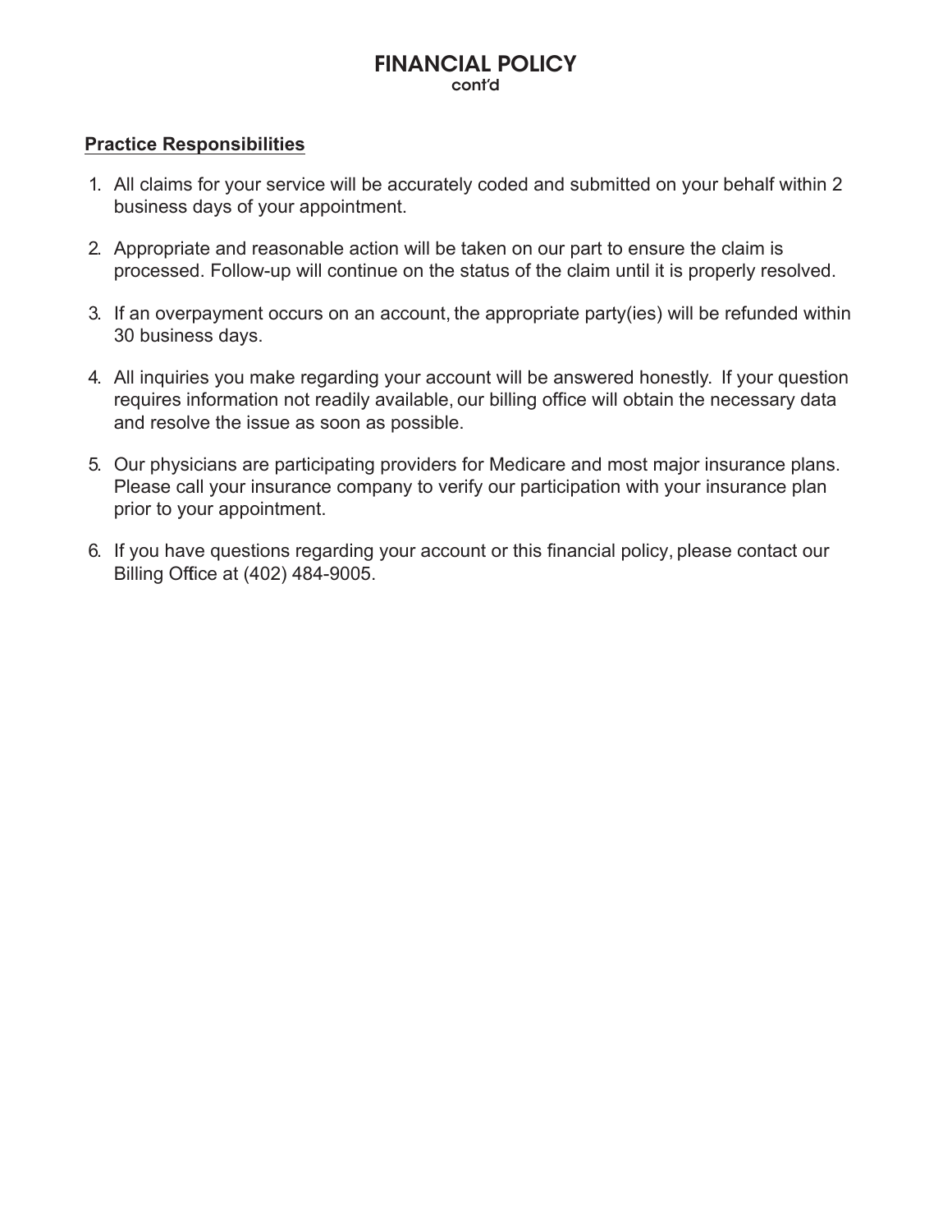# FINANCIAL POLICY
cont'd

**Practice Responsibilities**

1. All claims for your service will be accurately coded and submitted on your behalf within 2 business days of your appointment.

2. Appropriate and reasonable action will be taken on our part to ensure the claim is processed. Follow-up will continue on the status of the claim until it is properly resolved.

3. If an overpayment occurs on an account, the appropriate party(ies) will be refunded within 30 business days.

4. All inquiries you make regarding your account will be answered honestly. If your question requires information not readily available, our billing office will obtain the necessary data and resolve the issue as soon as possible.

5. Our physicians are participating providers for Medicare and most major insurance plans. Please call your insurance company to verify our participation with your insurance plan prior to your appointment.

6. If you have questions regarding your account or this financial policy, please contact our Billing Office at (402) 484-9005.